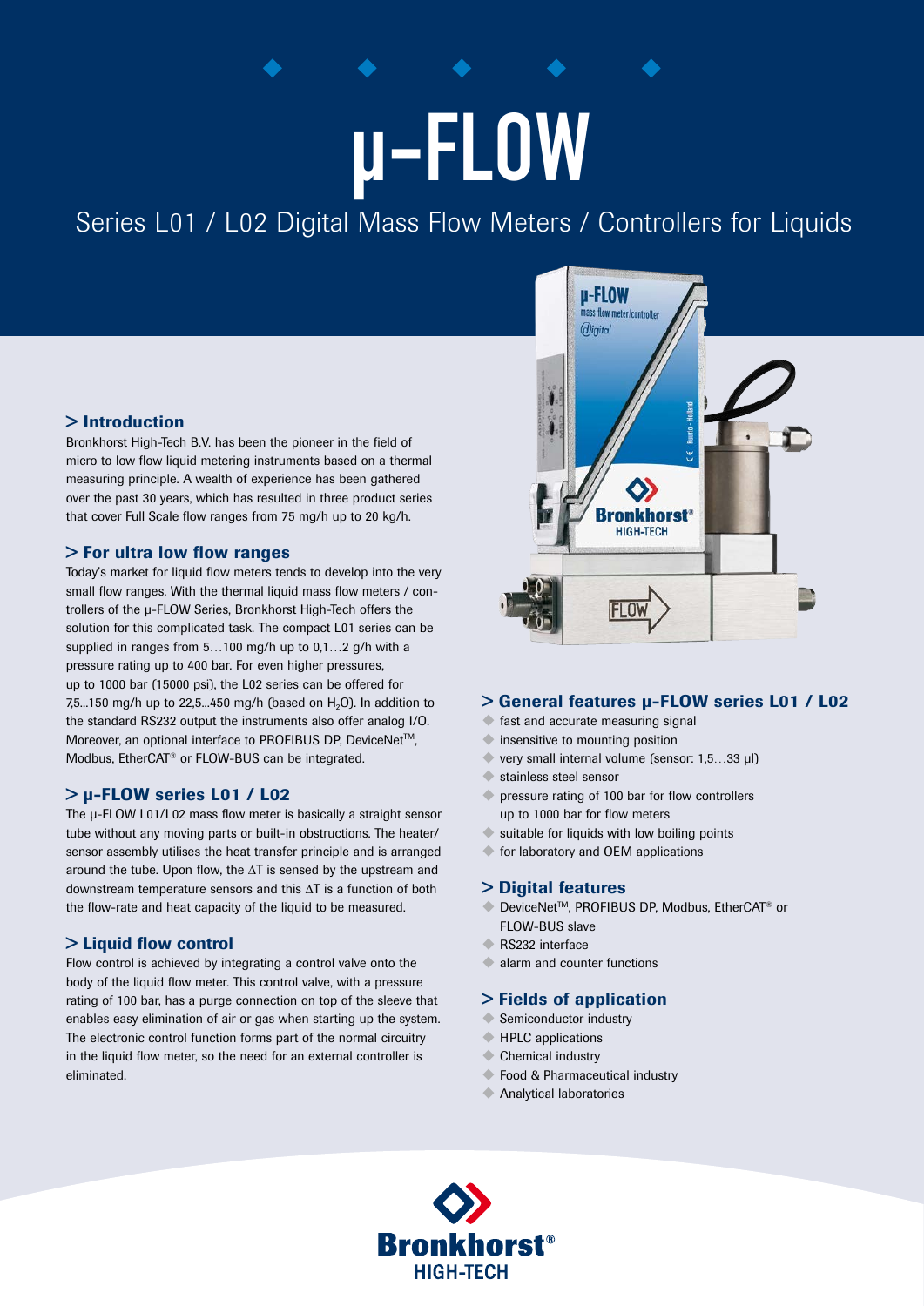# μ-FLOW

Series L01 / L02 Digital Mass Flow Meters / Controllers for Liquids

## > Introduction

Bronkhorst High-Tech B.V. has been the pioneer in the field of micro to low flow liquid metering instruments based on a thermal measuring principle. A wealth of experience has been gathered over the past 30 years, which has resulted in three product series that cover Full Scale flow ranges from 75 mg/h up to 20 kg/h.

## > For ultra low flow ranges

Today's market for liquid flow meters tends to develop into the very small flow ranges. With the thermal liquid mass flow meters / controllers of the μ-FLOW Series, Bronkhorst High-Tech offers the solution for this complicated task. The compact L01 series can be supplied in ranges from 5…100 mg/h up to 0,1…2 g/h with a pressure rating up to 400 bar. For even higher pressures, up to 1000 bar (15000 psi), the L02 series can be offered for 7,5...150 mg/h up to 22,5...450 mg/h (based on $H_2O$). In addition to the standard RS232 output the instruments also offer analog I/O. Moreover, an optional interface to PROFIBUS DP, DeviceNet™, Modbus, EtherCAT® or FLOW-BUS can be integrated.

## > μ-FLOW series L01 / L02

The μ-FLOW L01/L02 mass flow meter is basically a straight sensor tube without any moving parts or built-in obstructions. The heater/sensor assembly utilises the heat transfer principle and is arranged around the tube. Upon flow, the $\Delta T$ is sensed by the upstream and downstream temperature sensors and this $\Delta T$ is a function of both the flow-rate and heat capacity of the liquid to be measured.

## > Liquid flow control

Flow control is achieved by integrating a control valve onto the body of the liquid flow meter. This control valve, with a pressure rating of 100 bar, has a purge connection on top of the sleeve that enables easy elimination of air or gas when starting up the system. The electronic control function forms part of the normal circuitry in the liquid flow meter, so the need for an external controller is eliminated.

## > General features μ-FLOW series L01 / L02

- fast and accurate measuring signal
- insensitive to mounting position
- very small internal volume (sensor: 1,5…33 μl)
- stainless steel sensor
- pressure rating of 100 bar for flow controllers up to 1000 bar for flow meters
- suitable for liquids with low boiling points
- for laboratory and OEM applications

## > Digital features

- DeviceNet™, PROFIBUS DP, Modbus, EtherCAT® or FLOW-BUS slave
- RS232 interface
- alarm and counter functions

## > Fields of application

- Semiconductor industry
- HPLC applications
- Chemical industry
- Food & Pharmaceutical industry
- Analytical laboratories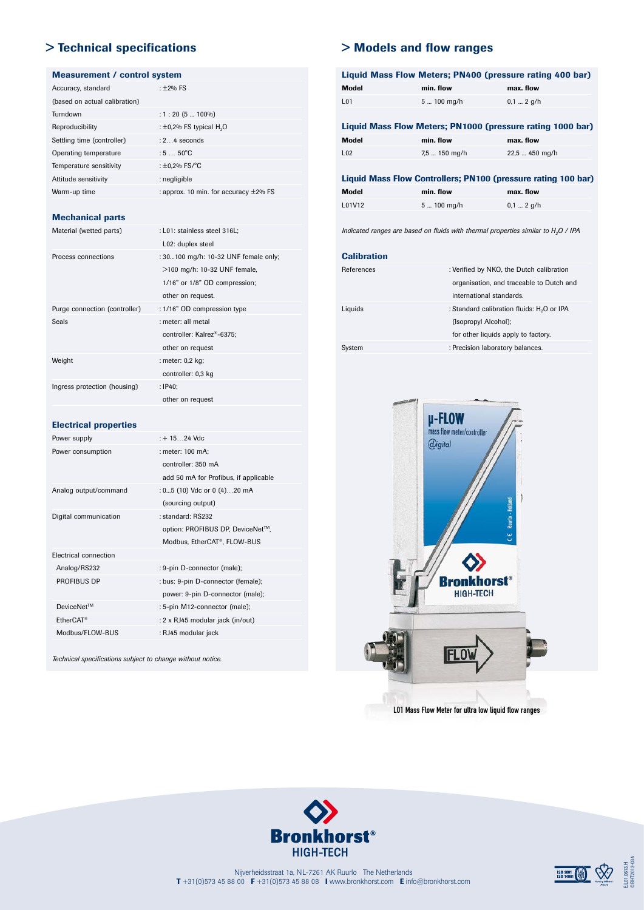## > Technical specifications

### Measurement / control system

| | |
|---|---|
| Accuracy, standard (based on actual calibration) | : ±2% FS |
| Turndown | : 1 : 20 (5 ... 100%) |
| Reproducibility | : ±0,2% FS typical $H_2O$ |
| Settling time (controller) | : 2…4 seconds |
| Operating temperature | : 5 … 50°C |
| Temperature sensitivity | : ±0,2% FS/°C |
| Attitude sensitivity | : negligible |
| Warm-up time | : approx. 10 min. for accuracy ±2% FS |

### Mechanical parts

| | |
|---|---|
| Material (wetted parts) | : L01: stainless steel 316L; L02: duplex steel |
| Process connections | : 30…100 mg/h: 10-32 UNF female only; >100 mg/h: 10-32 UNF female, 1/16" or 1/8" OD compression; other on request. |
| Purge connection (controller) | : 1/16" OD compression type |
| Seals | : meter: all metal controller: Kalrez®-6375; other on request |
| Weight | : meter: 0,2 kg; controller: 0,3 kg |
| Ingress protection (housing) | : IP40; other on request |

### Electrical properties

| | |
|---|---|
| Power supply | : + 15…24 Vdc |
| Power consumption | : meter: 100 mA; controller: 350 mA add 50 mA for Profibus, if applicable |
| Analog output/command | : 0...5 (10) Vdc or 0 (4)…20 mA (sourcing output) |
| Digital communication | : standard: RS232 option: PROFIBUS DP, DeviceNet™, Modbus, EtherCAT®, FLOW-BUS |
| Electrical connection | |
| Analog/RS232 | : 9-pin D-connector (male); |
| PROFIBUS DP | : bus: 9-pin D-connector (female); power: 9-pin D-connector (male); |
| DeviceNet™ | : 5-pin M12-connector (male); |
| EtherCAT® | : 2 x RJ45 modular jack (in/out) |
| Modbus/FLOW-BUS | : RJ45 modular jack |

*Technical specifications subject to change without notice.*

## > Models and flow ranges

### Liquid Mass Flow Meters; PN400 (pressure rating 400 bar)

| Model | min. flow | max. flow |
|---|---|---|
| L01 | 5 ... 100 mg/h | 0,1 ... 2 g/h |

### Liquid Mass Flow Meters; PN1000 (pressure rating 1000 bar)

| Model | min. flow | max. flow |
|---|---|---|
| L02 | 7,5 ... 150 mg/h | 22,5 ... 450 mg/h |

### Liquid Mass Flow Controllers; PN100 (pressure rating 100 bar)

| Model | min. flow | max. flow |
|---|---|---|
| L01V12 | 5 ... 100 mg/h | 0,1 ... 2 g/h |

*Indicated ranges are based on fluids with thermal properties similar to $H_2O$ / IPA*

### Calibration

| | |
|---|---|
| References | : Verified by NKO, the Dutch calibration organisation, and traceable to Dutch and international standards. |
| Liquids | : Standard calibration fluids: $H_2O$ or IPA (Isopropyl Alcohol); for other liquids apply to factory. |
| System | : Precision laboratory balances. |

L01 Mass Flow Meter for ultra low liquid flow ranges

Nijverheidsstraat 1a, NL-7261 AK Ruurlo The Netherlands
**T** +31(0)573 45 88 00 **F** +31(0)573 45 88 08 **I** www.bronkhorst.com **E** info@bronkhorst.com